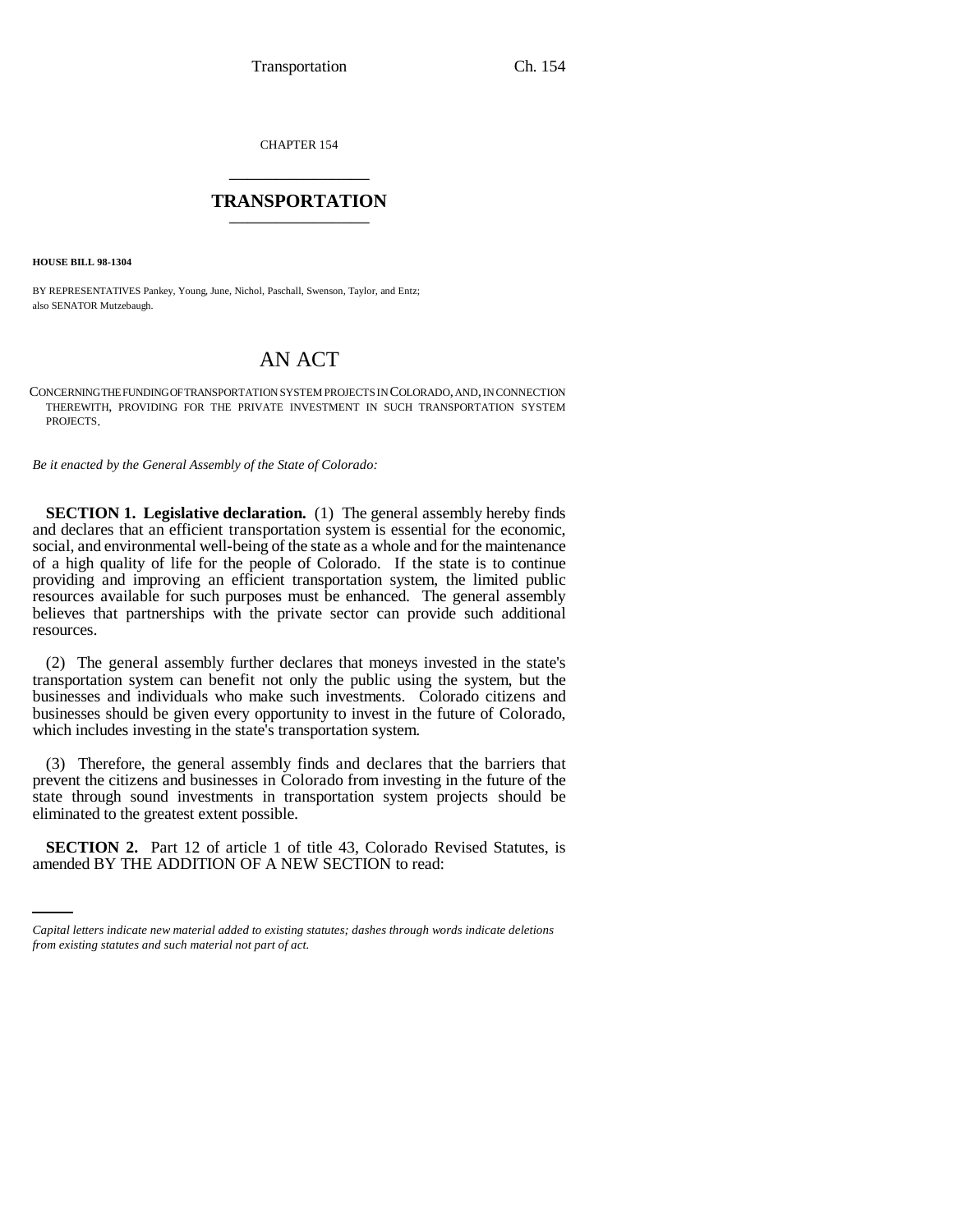CHAPTER 154

# TRANSPORTATION

**HOUSE BILL 98-1304**

BY REPRESENTATIVES Pankey, Young, June, Nichol, Paschall, Swenson, Taylor, and Entz; also SENATOR Mutzebaugh.

## AN ACT

CONCERNING THE FUNDING OF TRANSPORTATION SYSTEM PROJECTS IN COLORADO, AND, IN CONNECTION THEREWITH, PROVIDING FOR THE PRIVATE INVESTMENT IN SUCH TRANSPORTATION SYSTEM PROJECTS.

*Be it enacted by the General Assembly of the State of Colorado:*

**SECTION 1. Legislative declaration.** (1) The general assembly hereby finds and declares that an efficient transportation system is essential for the economic, social, and environmental well-being of the state as a whole and for the maintenance of a high quality of life for the people of Colorado. If the state is to continue providing and improving an efficient transportation system, the limited public resources available for such purposes must be enhanced. The general assembly believes that partnerships with the private sector can provide such additional resources.

(2) The general assembly further declares that moneys invested in the state's transportation system can benefit not only the public using the system, but the businesses and individuals who make such investments. Colorado citizens and businesses should be given every opportunity to invest in the future of Colorado, which includes investing in the state's transportation system.

(3) Therefore, the general assembly finds and declares that the barriers that prevent the citizens and businesses in Colorado from investing in the future of the state through sound investments in transportation system projects should be eliminated to the greatest extent possible.

**SECTION 2.** Part 12 of article 1 of title 43, Colorado Revised Statutes, is amended BY THE ADDITION OF A NEW SECTION to read:

*Capital letters indicate new material added to existing statutes; dashes through words indicate deletions from existing statutes and such material not part of act.*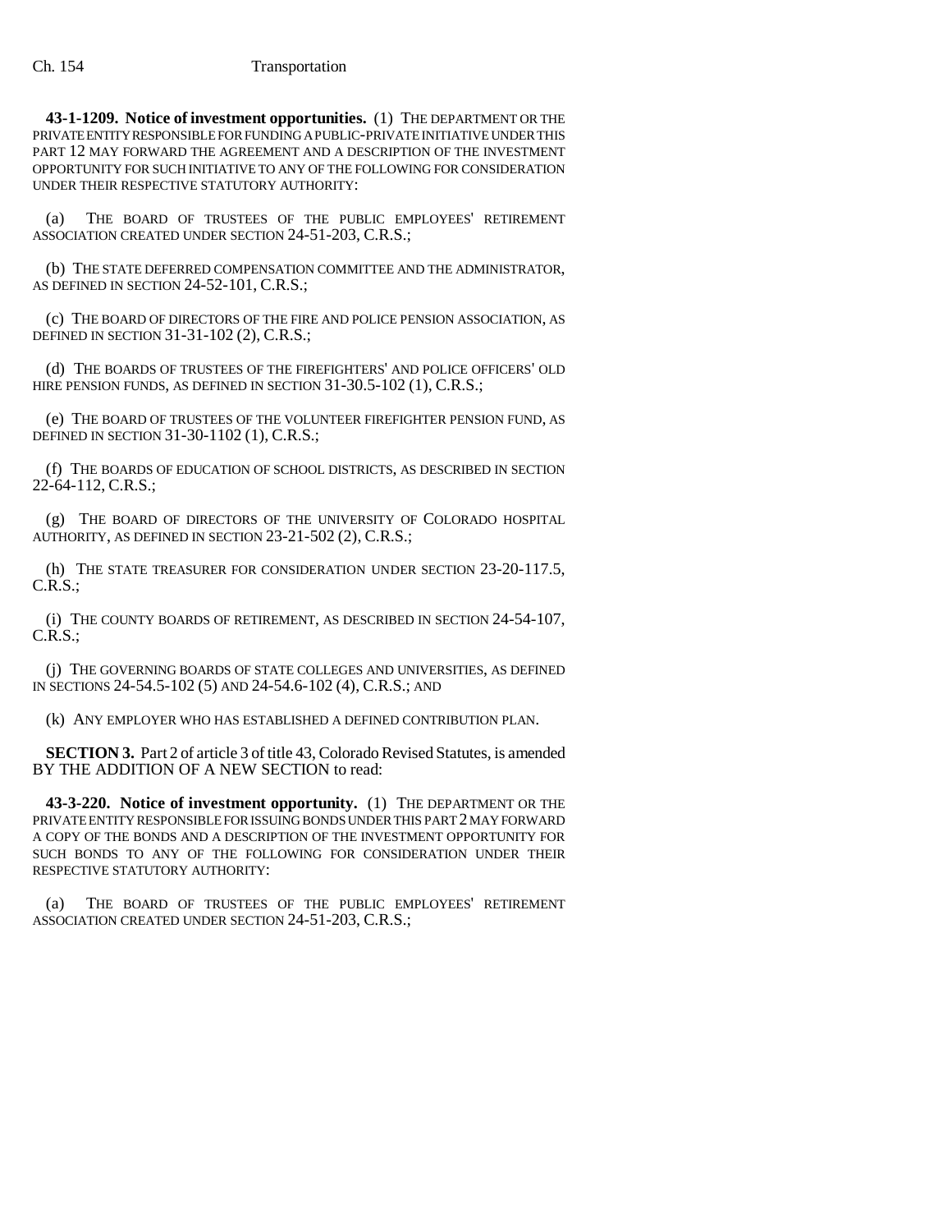**43-1-1209. Notice of investment opportunities.** (1) THE DEPARTMENT OR THE PRIVATE ENTITY RESPONSIBLE FOR FUNDING A PUBLIC-PRIVATE INITIATIVE UNDER THIS PART 12 MAY FORWARD THE AGREEMENT AND A DESCRIPTION OF THE INVESTMENT OPPORTUNITY FOR SUCH INITIATIVE TO ANY OF THE FOLLOWING FOR CONSIDERATION UNDER THEIR RESPECTIVE STATUTORY AUTHORITY:

(a) THE BOARD OF TRUSTEES OF THE PUBLIC EMPLOYEES' RETIREMENT ASSOCIATION CREATED UNDER SECTION 24-51-203, C.R.S.;

(b) THE STATE DEFERRED COMPENSATION COMMITTEE AND THE ADMINISTRATOR, AS DEFINED IN SECTION 24-52-101, C.R.S.;

(c) THE BOARD OF DIRECTORS OF THE FIRE AND POLICE PENSION ASSOCIATION, AS DEFINED IN SECTION 31-31-102 (2), C.R.S.;

(d) THE BOARDS OF TRUSTEES OF THE FIREFIGHTERS' AND POLICE OFFICERS' OLD HIRE PENSION FUNDS, AS DEFINED IN SECTION 31-30.5-102 (1), C.R.S.;

(e) THE BOARD OF TRUSTEES OF THE VOLUNTEER FIREFIGHTER PENSION FUND, AS DEFINED IN SECTION 31-30-1102 (1), C.R.S.;

(f) THE BOARDS OF EDUCATION OF SCHOOL DISTRICTS, AS DESCRIBED IN SECTION 22-64-112, C.R.S.;

(g) THE BOARD OF DIRECTORS OF THE UNIVERSITY OF COLORADO HOSPITAL AUTHORITY, AS DEFINED IN SECTION 23-21-502 (2), C.R.S.;

(h) THE STATE TREASURER FOR CONSIDERATION UNDER SECTION 23-20-117.5, C.R.S.;

(i) THE COUNTY BOARDS OF RETIREMENT, AS DESCRIBED IN SECTION 24-54-107, C.R.S.;

(j) THE GOVERNING BOARDS OF STATE COLLEGES AND UNIVERSITIES, AS DEFINED IN SECTIONS 24-54.5-102 (5) AND 24-54.6-102 (4), C.R.S.; AND

(k) ANY EMPLOYER WHO HAS ESTABLISHED A DEFINED CONTRIBUTION PLAN.

**SECTION 3.** Part 2 of article 3 of title 43, Colorado Revised Statutes, is amended BY THE ADDITION OF A NEW SECTION to read:

**43-3-220. Notice of investment opportunity.** (1) THE DEPARTMENT OR THE PRIVATE ENTITY RESPONSIBLE FOR ISSUING BONDS UNDER THIS PART 2 MAY FORWARD A COPY OF THE BONDS AND A DESCRIPTION OF THE INVESTMENT OPPORTUNITY FOR SUCH BONDS TO ANY OF THE FOLLOWING FOR CONSIDERATION UNDER THEIR RESPECTIVE STATUTORY AUTHORITY:

(a) THE BOARD OF TRUSTEES OF THE PUBLIC EMPLOYEES' RETIREMENT ASSOCIATION CREATED UNDER SECTION 24-51-203, C.R.S.;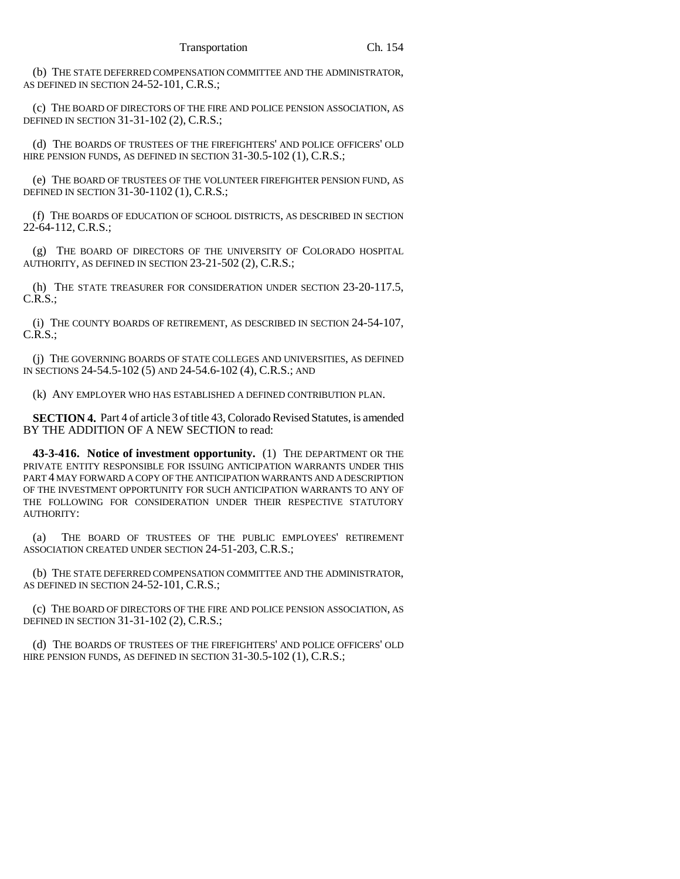(b) THE STATE DEFERRED COMPENSATION COMMITTEE AND THE ADMINISTRATOR, AS DEFINED IN SECTION 24-52-101, C.R.S.;

(c) THE BOARD OF DIRECTORS OF THE FIRE AND POLICE PENSION ASSOCIATION, AS DEFINED IN SECTION 31-31-102 (2), C.R.S.;

(d) THE BOARDS OF TRUSTEES OF THE FIREFIGHTERS' AND POLICE OFFICERS' OLD HIRE PENSION FUNDS, AS DEFINED IN SECTION 31-30.5-102 (1), C.R.S.;

(e) THE BOARD OF TRUSTEES OF THE VOLUNTEER FIREFIGHTER PENSION FUND, AS DEFINED IN SECTION 31-30-1102 (1), C.R.S.;

(f) THE BOARDS OF EDUCATION OF SCHOOL DISTRICTS, AS DESCRIBED IN SECTION 22-64-112, C.R.S.;

(g) THE BOARD OF DIRECTORS OF THE UNIVERSITY OF COLORADO HOSPITAL AUTHORITY, AS DEFINED IN SECTION 23-21-502 (2), C.R.S.;

(h) THE STATE TREASURER FOR CONSIDERATION UNDER SECTION 23-20-117.5, C.R.S.;

(i) THE COUNTY BOARDS OF RETIREMENT, AS DESCRIBED IN SECTION 24-54-107, C.R.S.;

(j) THE GOVERNING BOARDS OF STATE COLLEGES AND UNIVERSITIES, AS DEFINED IN SECTIONS 24-54.5-102 (5) AND 24-54.6-102 (4), C.R.S.; AND

(k) ANY EMPLOYER WHO HAS ESTABLISHED A DEFINED CONTRIBUTION PLAN.

**SECTION 4.** Part 4 of article 3 of title 43, Colorado Revised Statutes, is amended BY THE ADDITION OF A NEW SECTION to read:

**43-3-416. Notice of investment opportunity.** (1) THE DEPARTMENT OR THE PRIVATE ENTITY RESPONSIBLE FOR ISSUING ANTICIPATION WARRANTS UNDER THIS PART 4 MAY FORWARD A COPY OF THE ANTICIPATION WARRANTS AND A DESCRIPTION OF THE INVESTMENT OPPORTUNITY FOR SUCH ANTICIPATION WARRANTS TO ANY OF THE FOLLOWING FOR CONSIDERATION UNDER THEIR RESPECTIVE STATUTORY AUTHORITY:

(a) THE BOARD OF TRUSTEES OF THE PUBLIC EMPLOYEES' RETIREMENT ASSOCIATION CREATED UNDER SECTION 24-51-203, C.R.S.;

(b) THE STATE DEFERRED COMPENSATION COMMITTEE AND THE ADMINISTRATOR, AS DEFINED IN SECTION 24-52-101, C.R.S.;

(c) THE BOARD OF DIRECTORS OF THE FIRE AND POLICE PENSION ASSOCIATION, AS DEFINED IN SECTION 31-31-102 (2), C.R.S.;

(d) THE BOARDS OF TRUSTEES OF THE FIREFIGHTERS' AND POLICE OFFICERS' OLD HIRE PENSION FUNDS, AS DEFINED IN SECTION 31-30.5-102 (1), C.R.S.;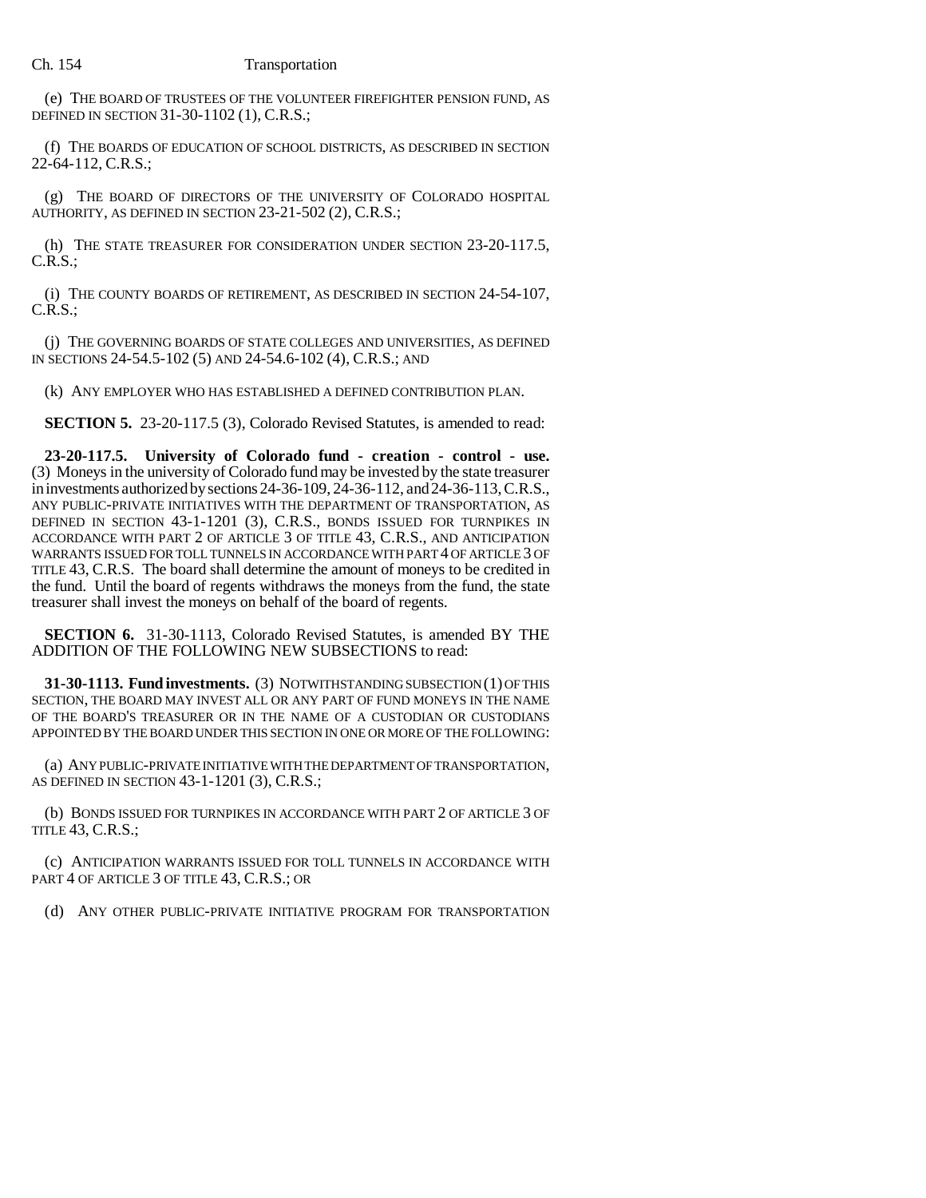(e) THE BOARD OF TRUSTEES OF THE VOLUNTEER FIREFIGHTER PENSION FUND, AS DEFINED IN SECTION 31-30-1102 (1), C.R.S.;

(f) THE BOARDS OF EDUCATION OF SCHOOL DISTRICTS, AS DESCRIBED IN SECTION 22-64-112, C.R.S.;

(g) THE BOARD OF DIRECTORS OF THE UNIVERSITY OF COLORADO HOSPITAL AUTHORITY, AS DEFINED IN SECTION 23-21-502 (2), C.R.S.;

(h) THE STATE TREASURER FOR CONSIDERATION UNDER SECTION 23-20-117.5, C.R.S.;

(i) THE COUNTY BOARDS OF RETIREMENT, AS DESCRIBED IN SECTION 24-54-107, C.R.S.;

(j) THE GOVERNING BOARDS OF STATE COLLEGES AND UNIVERSITIES, AS DEFINED IN SECTIONS 24-54.5-102 (5) AND 24-54.6-102 (4), C.R.S.; AND

(k) ANY EMPLOYER WHO HAS ESTABLISHED A DEFINED CONTRIBUTION PLAN.

**SECTION 5.** 23-20-117.5 (3), Colorado Revised Statutes, is amended to read:

**23-20-117.5. University of Colorado fund - creation - control - use.** (3) Moneys in the university of Colorado fund may be invested by the state treasurer in investments authorized by sections 24-36-109, 24-36-112, and 24-36-113, C.R.S., ANY PUBLIC-PRIVATE INITIATIVES WITH THE DEPARTMENT OF TRANSPORTATION, AS DEFINED IN SECTION 43-1-1201 (3), C.R.S., BONDS ISSUED FOR TURNPIKES IN ACCORDANCE WITH PART 2 OF ARTICLE 3 OF TITLE 43, C.R.S., AND ANTICIPATION WARRANTS ISSUED FOR TOLL TUNNELS IN ACCORDANCE WITH PART 4 OF ARTICLE 3 OF TITLE 43, C.R.S. The board shall determine the amount of moneys to be credited in the fund. Until the board of regents withdraws the moneys from the fund, the state treasurer shall invest the moneys on behalf of the board of regents.

**SECTION 6.** 31-30-1113, Colorado Revised Statutes, is amended BY THE ADDITION OF THE FOLLOWING NEW SUBSECTIONS to read:

**31-30-1113. Fund investments.** (3) NOTWITHSTANDING SUBSECTION (1) OF THIS SECTION, THE BOARD MAY INVEST ALL OR ANY PART OF FUND MONEYS IN THE NAME OF THE BOARD'S TREASURER OR IN THE NAME OF A CUSTODIAN OR CUSTODIANS APPOINTED BY THE BOARD UNDER THIS SECTION IN ONE OR MORE OF THE FOLLOWING:

(a) ANY PUBLIC-PRIVATE INITIATIVE WITH THE DEPARTMENT OF TRANSPORTATION, AS DEFINED IN SECTION 43-1-1201 (3), C.R.S.;

(b) BONDS ISSUED FOR TURNPIKES IN ACCORDANCE WITH PART 2 OF ARTICLE 3 OF TITLE 43, C.R.S.;

(c) ANTICIPATION WARRANTS ISSUED FOR TOLL TUNNELS IN ACCORDANCE WITH PART 4 OF ARTICLE 3 OF TITLE 43, C.R.S.; OR

(d) ANY OTHER PUBLIC-PRIVATE INITIATIVE PROGRAM FOR TRANSPORTATION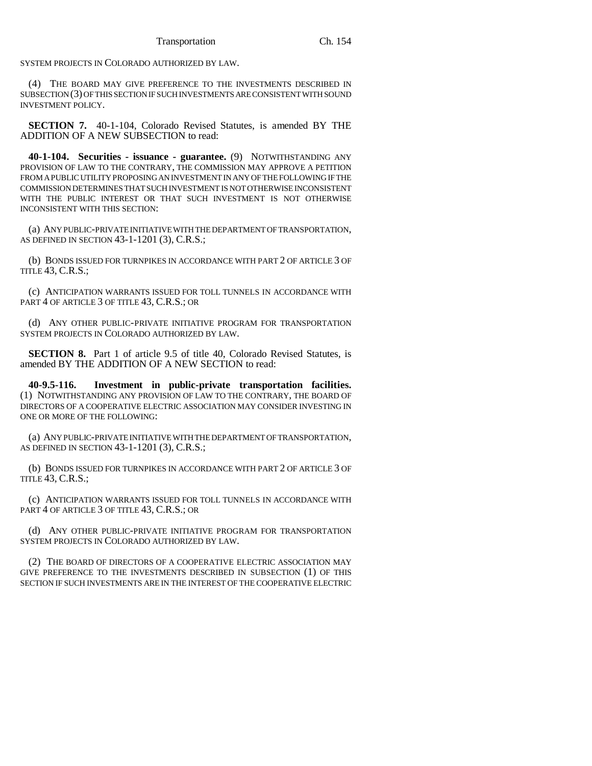SYSTEM PROJECTS IN COLORADO AUTHORIZED BY LAW.

(4) THE BOARD MAY GIVE PREFERENCE TO THE INVESTMENTS DESCRIBED IN SUBSECTION (3) OF THIS SECTION IF SUCH INVESTMENTS ARE CONSISTENT WITH SOUND INVESTMENT POLICY.

**SECTION 7.** 40-1-104, Colorado Revised Statutes, is amended BY THE ADDITION OF A NEW SUBSECTION to read:

**40-1-104. Securities - issuance - guarantee.** (9) NOTWITHSTANDING ANY PROVISION OF LAW TO THE CONTRARY, THE COMMISSION MAY APPROVE A PETITION FROM A PUBLIC UTILITY PROPOSING AN INVESTMENT IN ANY OF THE FOLLOWING IF THE COMMISSION DETERMINES THAT SUCH INVESTMENT IS NOT OTHERWISE INCONSISTENT WITH THE PUBLIC INTEREST OR THAT SUCH INVESTMENT IS NOT OTHERWISE INCONSISTENT WITH THIS SECTION:

(a) ANY PUBLIC-PRIVATE INITIATIVE WITH THE DEPARTMENT OF TRANSPORTATION, AS DEFINED IN SECTION 43-1-1201 (3), C.R.S.;

(b) BONDS ISSUED FOR TURNPIKES IN ACCORDANCE WITH PART 2 OF ARTICLE 3 OF TITLE 43, C.R.S.;

(c) ANTICIPATION WARRANTS ISSUED FOR TOLL TUNNELS IN ACCORDANCE WITH PART 4 OF ARTICLE 3 OF TITLE 43, C.R.S.; OR

(d) ANY OTHER PUBLIC-PRIVATE INITIATIVE PROGRAM FOR TRANSPORTATION SYSTEM PROJECTS IN COLORADO AUTHORIZED BY LAW.

**SECTION 8.** Part 1 of article 9.5 of title 40, Colorado Revised Statutes, is amended BY THE ADDITION OF A NEW SECTION to read:

**40-9.5-116. Investment in public-private transportation facilities.** (1) NOTWITHSTANDING ANY PROVISION OF LAW TO THE CONTRARY, THE BOARD OF DIRECTORS OF A COOPERATIVE ELECTRIC ASSOCIATION MAY CONSIDER INVESTING IN ONE OR MORE OF THE FOLLOWING:

(a) ANY PUBLIC-PRIVATE INITIATIVE WITH THE DEPARTMENT OF TRANSPORTATION, AS DEFINED IN SECTION 43-1-1201 (3), C.R.S.;

(b) BONDS ISSUED FOR TURNPIKES IN ACCORDANCE WITH PART 2 OF ARTICLE 3 OF TITLE 43, C.R.S.;

(c) ANTICIPATION WARRANTS ISSUED FOR TOLL TUNNELS IN ACCORDANCE WITH PART 4 OF ARTICLE 3 OF TITLE 43, C.R.S.; OR

(d) ANY OTHER PUBLIC-PRIVATE INITIATIVE PROGRAM FOR TRANSPORTATION SYSTEM PROJECTS IN COLORADO AUTHORIZED BY LAW.

(2) THE BOARD OF DIRECTORS OF A COOPERATIVE ELECTRIC ASSOCIATION MAY GIVE PREFERENCE TO THE INVESTMENTS DESCRIBED IN SUBSECTION (1) OF THIS SECTION IF SUCH INVESTMENTS ARE IN THE INTEREST OF THE COOPERATIVE ELECTRIC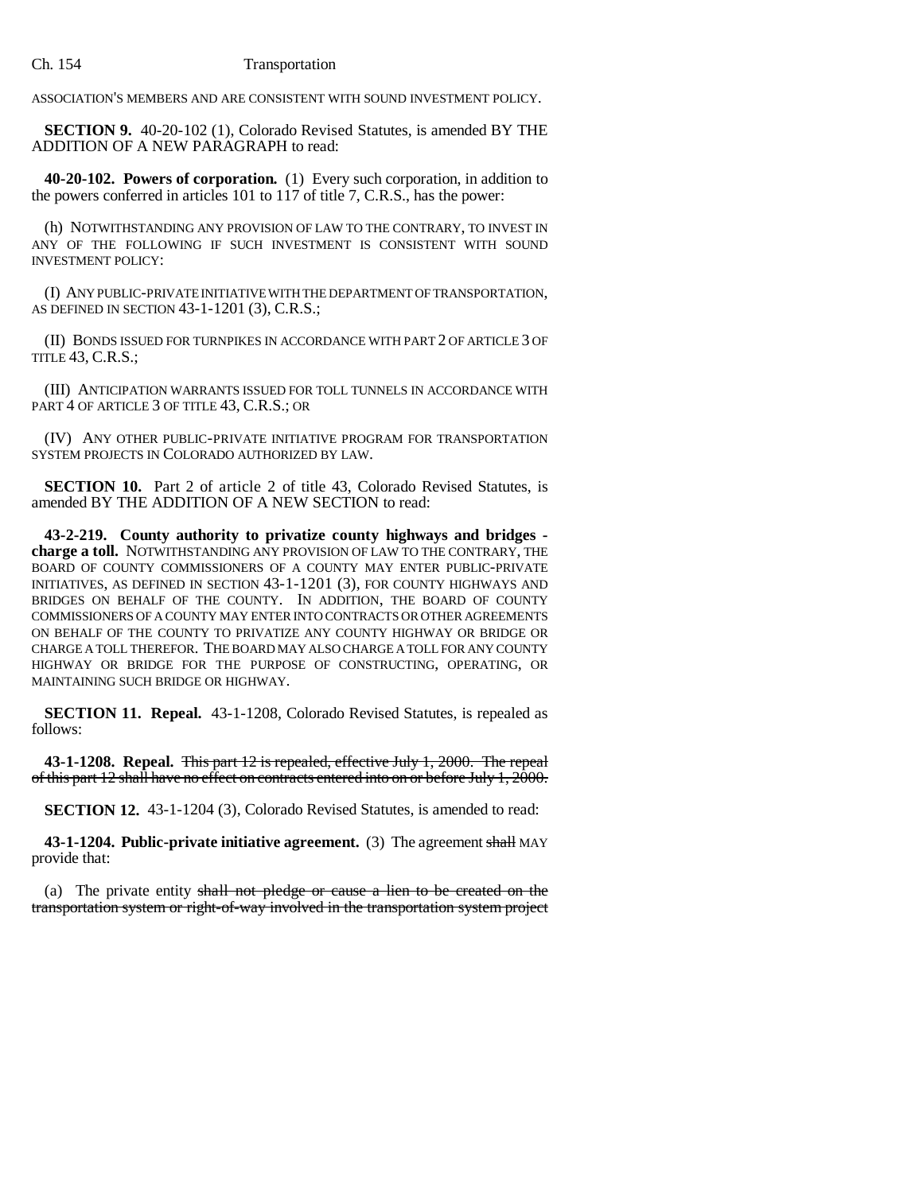ASSOCIATION'S MEMBERS AND ARE CONSISTENT WITH SOUND INVESTMENT POLICY.

**SECTION 9.** 40-20-102 (1), Colorado Revised Statutes, is amended BY THE ADDITION OF A NEW PARAGRAPH to read:

**40-20-102. Powers of corporation.** (1) Every such corporation, in addition to the powers conferred in articles 101 to 117 of title 7, C.R.S., has the power:

(h) NOTWITHSTANDING ANY PROVISION OF LAW TO THE CONTRARY, TO INVEST IN ANY OF THE FOLLOWING IF SUCH INVESTMENT IS CONSISTENT WITH SOUND INVESTMENT POLICY:

(I) ANY PUBLIC-PRIVATE INITIATIVE WITH THE DEPARTMENT OF TRANSPORTATION, AS DEFINED IN SECTION 43-1-1201 (3), C.R.S.;

(II) BONDS ISSUED FOR TURNPIKES IN ACCORDANCE WITH PART 2 OF ARTICLE 3 OF TITLE 43, C.R.S.;

(III) ANTICIPATION WARRANTS ISSUED FOR TOLL TUNNELS IN ACCORDANCE WITH PART 4 OF ARTICLE 3 OF TITLE 43, C.R.S.; OR

(IV) ANY OTHER PUBLIC-PRIVATE INITIATIVE PROGRAM FOR TRANSPORTATION SYSTEM PROJECTS IN COLORADO AUTHORIZED BY LAW.

**SECTION 10.** Part 2 of article 2 of title 43, Colorado Revised Statutes, is amended BY THE ADDITION OF A NEW SECTION to read:

**43-2-219. County authority to privatize county highways and bridges - charge a toll.** NOTWITHSTANDING ANY PROVISION OF LAW TO THE CONTRARY, THE BOARD OF COUNTY COMMISSIONERS OF A COUNTY MAY ENTER PUBLIC-PRIVATE INITIATIVES, AS DEFINED IN SECTION 43-1-1201 (3), FOR COUNTY HIGHWAYS AND BRIDGES ON BEHALF OF THE COUNTY. IN ADDITION, THE BOARD OF COUNTY COMMISSIONERS OF A COUNTY MAY ENTER INTO CONTRACTS OR OTHER AGREEMENTS ON BEHALF OF THE COUNTY TO PRIVATIZE ANY COUNTY HIGHWAY OR BRIDGE OR CHARGE A TOLL THEREFOR. THE BOARD MAY ALSO CHARGE A TOLL FOR ANY COUNTY HIGHWAY OR BRIDGE FOR THE PURPOSE OF CONSTRUCTING, OPERATING, OR MAINTAINING SUCH BRIDGE OR HIGHWAY.

**SECTION 11. Repeal.** 43-1-1208, Colorado Revised Statutes, is repealed as follows:

**43-1-1208. Repeal.** ~~This part 12 is repealed, effective July 1, 2000. The repeal of this part 12 shall have no effect on contracts entered into on or before July 1, 2000.~~

**SECTION 12.** 43-1-1204 (3), Colorado Revised Statutes, is amended to read:

**43-1-1204. Public-private initiative agreement.** (3) The agreement ~~shall~~ MAY provide that:

(a) The private entity ~~shall not pledge or cause a lien to be created on the transportation system or right-of-way involved in the transportation system project~~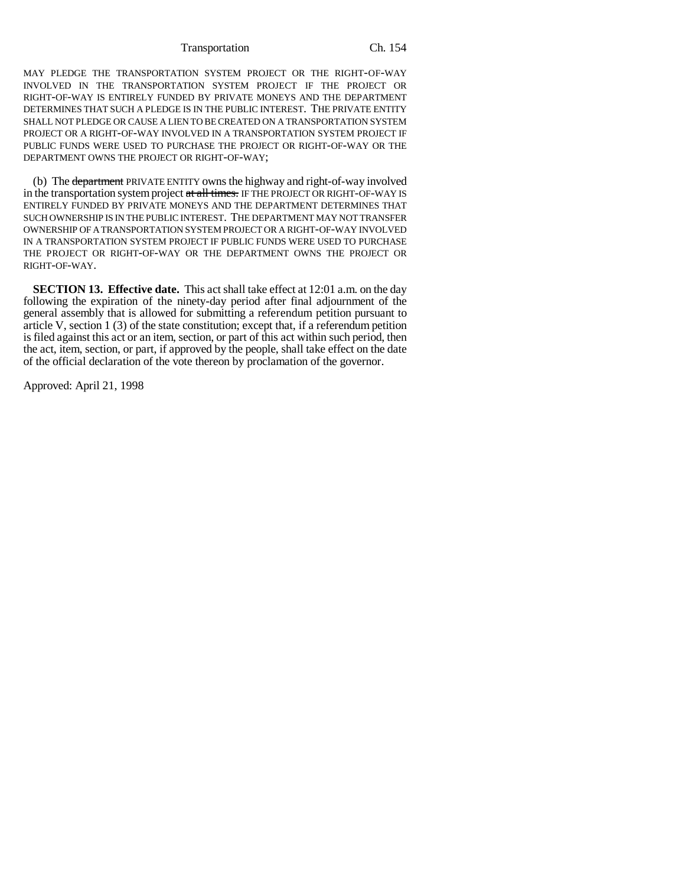MAY PLEDGE THE TRANSPORTATION SYSTEM PROJECT OR THE RIGHT-OF-WAY INVOLVED IN THE TRANSPORTATION SYSTEM PROJECT IF THE PROJECT OR RIGHT-OF-WAY IS ENTIRELY FUNDED BY PRIVATE MONEYS AND THE DEPARTMENT DETERMINES THAT SUCH A PLEDGE IS IN THE PUBLIC INTEREST. THE PRIVATE ENTITY SHALL NOT PLEDGE OR CAUSE A LIEN TO BE CREATED ON A TRANSPORTATION SYSTEM PROJECT OR A RIGHT-OF-WAY INVOLVED IN A TRANSPORTATION SYSTEM PROJECT IF PUBLIC FUNDS WERE USED TO PURCHASE THE PROJECT OR RIGHT-OF-WAY OR THE DEPARTMENT OWNS THE PROJECT OR RIGHT-OF-WAY;

(b) The ~~department~~ PRIVATE ENTITY owns the highway and right-of-way involved in the transportation system project ~~at all times.~~ IF THE PROJECT OR RIGHT-OF-WAY IS ENTIRELY FUNDED BY PRIVATE MONEYS AND THE DEPARTMENT DETERMINES THAT SUCH OWNERSHIP IS IN THE PUBLIC INTEREST. THE DEPARTMENT MAY NOT TRANSFER OWNERSHIP OF A TRANSPORTATION SYSTEM PROJECT OR A RIGHT-OF-WAY INVOLVED IN A TRANSPORTATION SYSTEM PROJECT IF PUBLIC FUNDS WERE USED TO PURCHASE THE PROJECT OR RIGHT-OF-WAY OR THE DEPARTMENT OWNS THE PROJECT OR RIGHT-OF-WAY.

**SECTION 13. Effective date.** This act shall take effect at 12:01 a.m. on the day following the expiration of the ninety-day period after final adjournment of the general assembly that is allowed for submitting a referendum petition pursuant to article V, section 1 (3) of the state constitution; except that, if a referendum petition is filed against this act or an item, section, or part of this act within such period, then the act, item, section, or part, if approved by the people, shall take effect on the date of the official declaration of the vote thereon by proclamation of the governor.

Approved: April 21, 1998